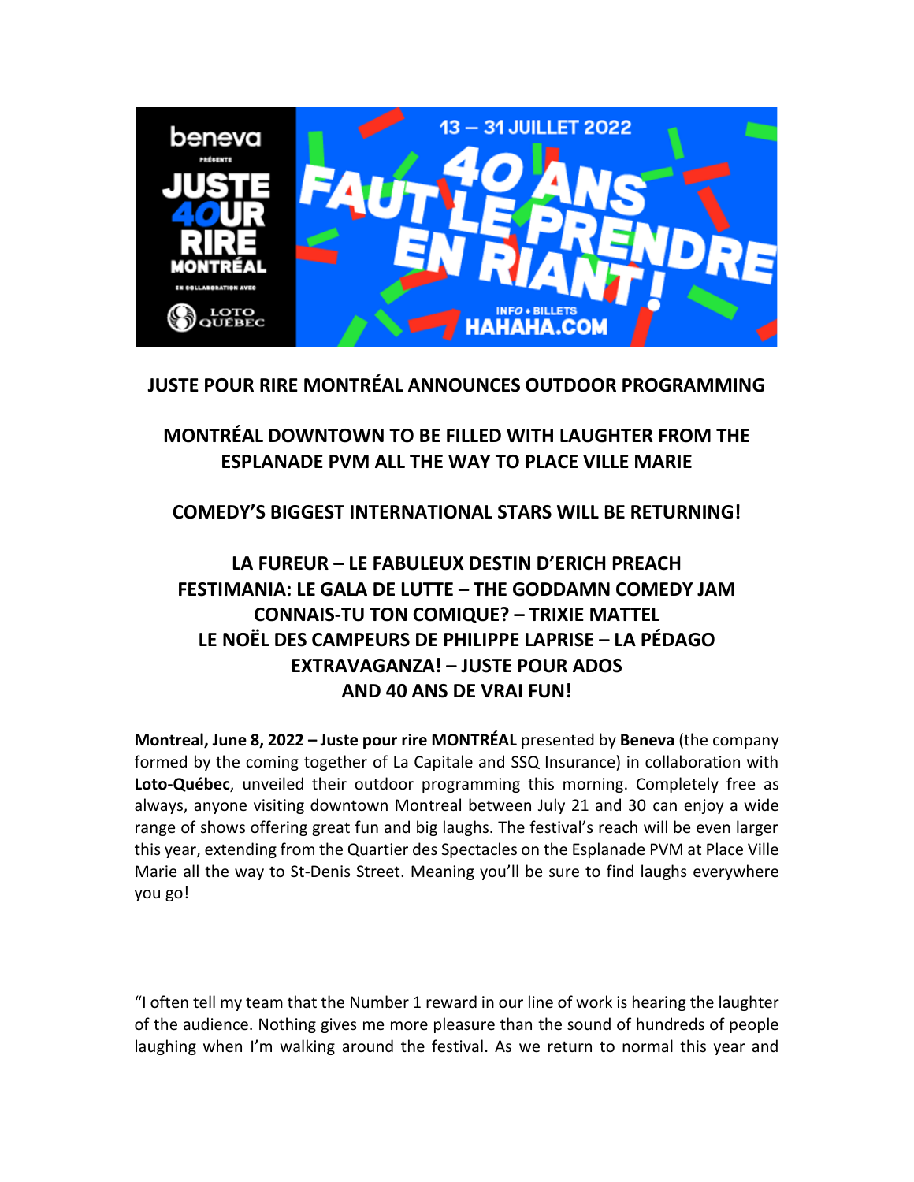## JUSTE POUR RIRE MONTRÉAL ANNOUNCES OUTDOOR PROGRAMMING

## MONTRÉAL DOWNTOWN TO BE FILLED WITH LAUGHTER FROM THE ESPLANADE PVM ALL THE WAY TO PLACE VILLE MARIE

## COMEDY'S BIGGEST INTERNATIONAL STARS WILL BE RETURNING!

## LA FUREUR – LE FABULEUX DESTIN D'ERICH PREACH
## FESTIMANIA: LE GALA DE LUTTE – THE GODDAMN COMEDY JAM
## CONNAIS-TU TON COMIQUE? – TRIXIE MATTEL
## LE NOËL DES CAMPEURS DE PHILIPPE LAPRISE – LA PÉDAGO
## EXTRAVAGANZA! – JUSTE POUR ADOS
## AND 40 ANS DE VRAI FUN!

**Montreal, June 8, 2022 – Juste pour rire MONTRÉAL** presented by **Beneva** (the company formed by the coming together of La Capitale and SSQ Insurance) in collaboration with **Loto-Québec**, unveiled their outdoor programming this morning. Completely free as always, anyone visiting downtown Montreal between July 21 and 30 can enjoy a wide range of shows offering great fun and big laughs. The festival's reach will be even larger this year, extending from the Quartier des Spectacles on the Esplanade PVM at Place Ville Marie all the way to St-Denis Street. Meaning you'll be sure to find laughs everywhere you go!

"I often tell my team that the Number 1 reward in our line of work is hearing the laughter of the audience. Nothing gives me more pleasure than the sound of hundreds of people laughing when I'm walking around the festival. As we return to normal this year and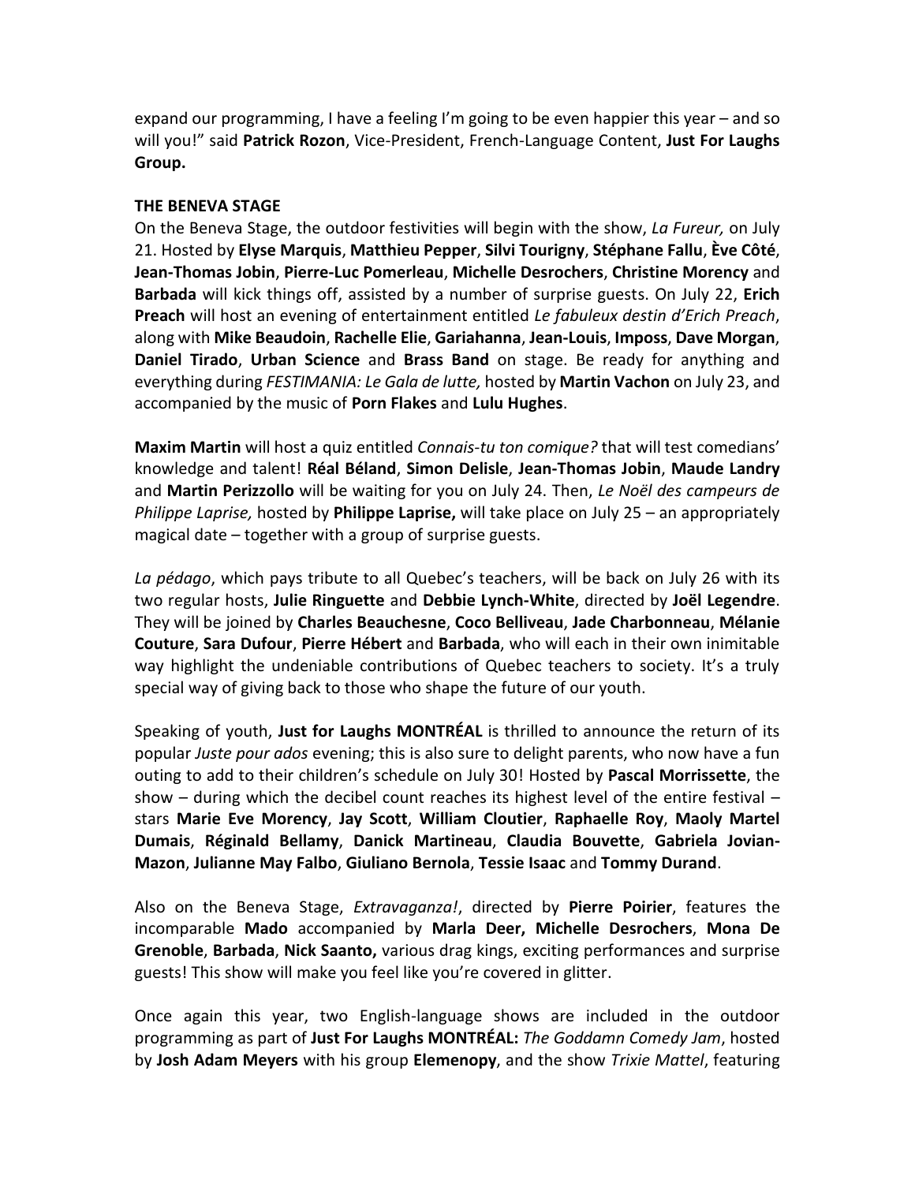expand our programming, I have a feeling I'm going to be even happier this year – and so will you!" said **Patrick Rozon**, Vice-President, French-Language Content, **Just For Laughs Group.**

**THE BENEVA STAGE**

On the Beneva Stage, the outdoor festivities will begin with the show, *La Fureur,* on July 21. Hosted by **Elyse Marquis**, **Matthieu Pepper**, **Silvi Tourigny**, **Stéphane Fallu**, **Ève Côté**, **Jean-Thomas Jobin**, **Pierre-Luc Pomerleau**, **Michelle Desrochers**, **Christine Morency** and **Barbada** will kick things off, assisted by a number of surprise guests. On July 22, **Erich Preach** will host an evening of entertainment entitled *Le fabuleux destin d'Erich Preach*, along with **Mike Beaudoin**, **Rachelle Elie**, **Gariahanna**, **Jean-Louis**, **Imposs**, **Dave Morgan**, **Daniel Tirado**, **Urban Science** and **Brass Band** on stage. Be ready for anything and everything during *FESTIMANIA: Le Gala de lutte,* hosted by **Martin Vachon** on July 23, and accompanied by the music of **Porn Flakes** and **Lulu Hughes**.

**Maxim Martin** will host a quiz entitled *Connais-tu ton comique?* that will test comedians' knowledge and talent! **Réal Béland**, **Simon Delisle**, **Jean-Thomas Jobin**, **Maude Landry** and **Martin Perizzollo** will be waiting for you on July 24. Then, *Le Noël des campeurs de Philippe Laprise,* hosted by **Philippe Laprise,** will take place on July 25 – an appropriately magical date – together with a group of surprise guests.

*La pédago*, which pays tribute to all Quebec's teachers, will be back on July 26 with its two regular hosts, **Julie Ringuette** and **Debbie Lynch-White**, directed by **Joël Legendre**. They will be joined by **Charles Beauchesne**, **Coco Belliveau**, **Jade Charbonneau**, **Mélanie Couture**, **Sara Dufour**, **Pierre Hébert** and **Barbada**, who will each in their own inimitable way highlight the undeniable contributions of Quebec teachers to society. It's a truly special way of giving back to those who shape the future of our youth.

Speaking of youth, **Just for Laughs MONTRÉAL** is thrilled to announce the return of its popular *Juste pour ados* evening; this is also sure to delight parents, who now have a fun outing to add to their children's schedule on July 30! Hosted by **Pascal Morrissette**, the show – during which the decibel count reaches its highest level of the entire festival – stars **Marie Eve Morency**, **Jay Scott**, **William Cloutier**, **Raphaelle Roy**, **Maoly Martel Dumais**, **Réginald Bellamy**, **Danick Martineau**, **Claudia Bouvette**, **Gabriela Jovian-Mazon**, **Julianne May Falbo**, **Giuliano Bernola**, **Tessie Isaac** and **Tommy Durand**.

Also on the Beneva Stage, *Extravaganza!*, directed by **Pierre Poirier**, features the incomparable **Mado** accompanied by **Marla Deer, Michelle Desrochers**, **Mona De Grenoble**, **Barbada**, **Nick Saanto,** various drag kings, exciting performances and surprise guests! This show will make you feel like you're covered in glitter.

Once again this year, two English-language shows are included in the outdoor programming as part of **Just For Laughs MONTRÉAL:** *The Goddamn Comedy Jam*, hosted by **Josh Adam Meyers** with his group **Elemenopy**, and the show *Trixie Mattel*, featuring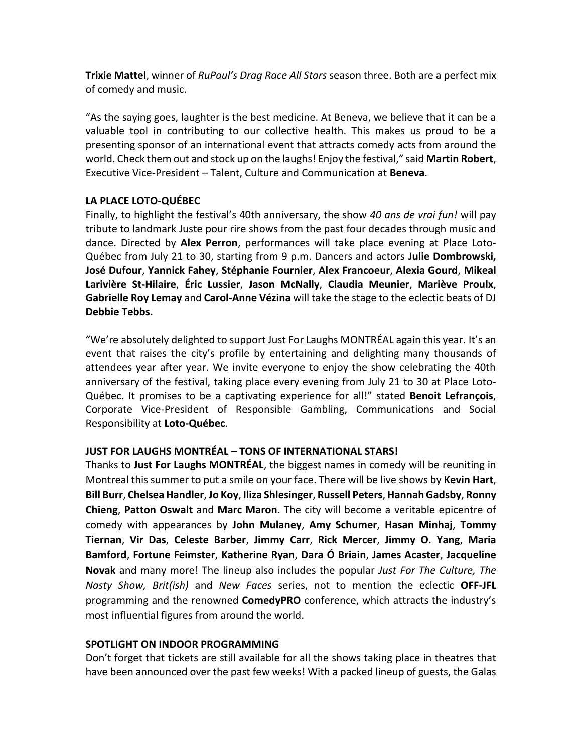**Trixie Mattel**, winner of *RuPaul's Drag Race All Stars* season three. Both are a perfect mix of comedy and music.

"As the saying goes, laughter is the best medicine. At Beneva, we believe that it can be a valuable tool in contributing to our collective health. This makes us proud to be a presenting sponsor of an international event that attracts comedy acts from around the world. Check them out and stock up on the laughs! Enjoy the festival," said **Martin Robert**, Executive Vice-President – Talent, Culture and Communication at **Beneva**.

**LA PLACE LOTO-QUÉBEC**

Finally, to highlight the festival's 40th anniversary, the show *40 ans de vrai fun!* will pay tribute to landmark Juste pour rire shows from the past four decades through music and dance. Directed by **Alex Perron**, performances will take place evening at Place Loto-Québec from July 21 to 30, starting from 9 p.m. Dancers and actors **Julie Dombrowski, José Dufour**, **Yannick Fahey**, **Stéphanie Fournier**, **Alex Francoeur**, **Alexia Gourd**, **Mikeal Larivière St-Hilaire**, **Éric Lussier**, **Jason McNally**, **Claudia Meunier**, **Mariève Proulx**, **Gabrielle Roy Lemay** and **Carol-Anne Vézina** will take the stage to the eclectic beats of DJ **Debbie Tebbs.**

"We're absolutely delighted to support Just For Laughs MONTRÉAL again this year. It's an event that raises the city's profile by entertaining and delighting many thousands of attendees year after year. We invite everyone to enjoy the show celebrating the 40th anniversary of the festival, taking place every evening from July 21 to 30 at Place Loto-Québec. It promises to be a captivating experience for all!" stated **Benoit Lefrançois**, Corporate Vice-President of Responsible Gambling, Communications and Social Responsibility at **Loto-Québec**.

**JUST FOR LAUGHS MONTRÉAL – TONS OF INTERNATIONAL STARS!**

Thanks to **Just For Laughs MONTRÉAL**, the biggest names in comedy will be reuniting in Montreal this summer to put a smile on your face. There will be live shows by **Kevin Hart**, **Bill Burr**, **Chelsea Handler**, **Jo Koy**, **Iliza Shlesinger**, **Russell Peters**, **Hannah Gadsby**, **Ronny Chieng**, **Patton Oswalt** and **Marc Maron**. The city will become a veritable epicentre of comedy with appearances by **John Mulaney**, **Amy Schumer**, **Hasan Minhaj**, **Tommy Tiernan**, **Vir Das**, **Celeste Barber**, **Jimmy Carr**, **Rick Mercer**, **Jimmy O. Yang**, **Maria Bamford**, **Fortune Feimster**, **Katherine Ryan**, **Dara Ó Briain**, **James Acaster**, **Jacqueline Novak** and many more! The lineup also includes the popular *Just For The Culture, The Nasty Show, Brit(ish)* and *New Faces* series, not to mention the eclectic **OFF-JFL** programming and the renowned **ComedyPRO** conference, which attracts the industry's most influential figures from around the world.

**SPOTLIGHT ON INDOOR PROGRAMMING**

Don't forget that tickets are still available for all the shows taking place in theatres that have been announced over the past few weeks! With a packed lineup of guests, the Galas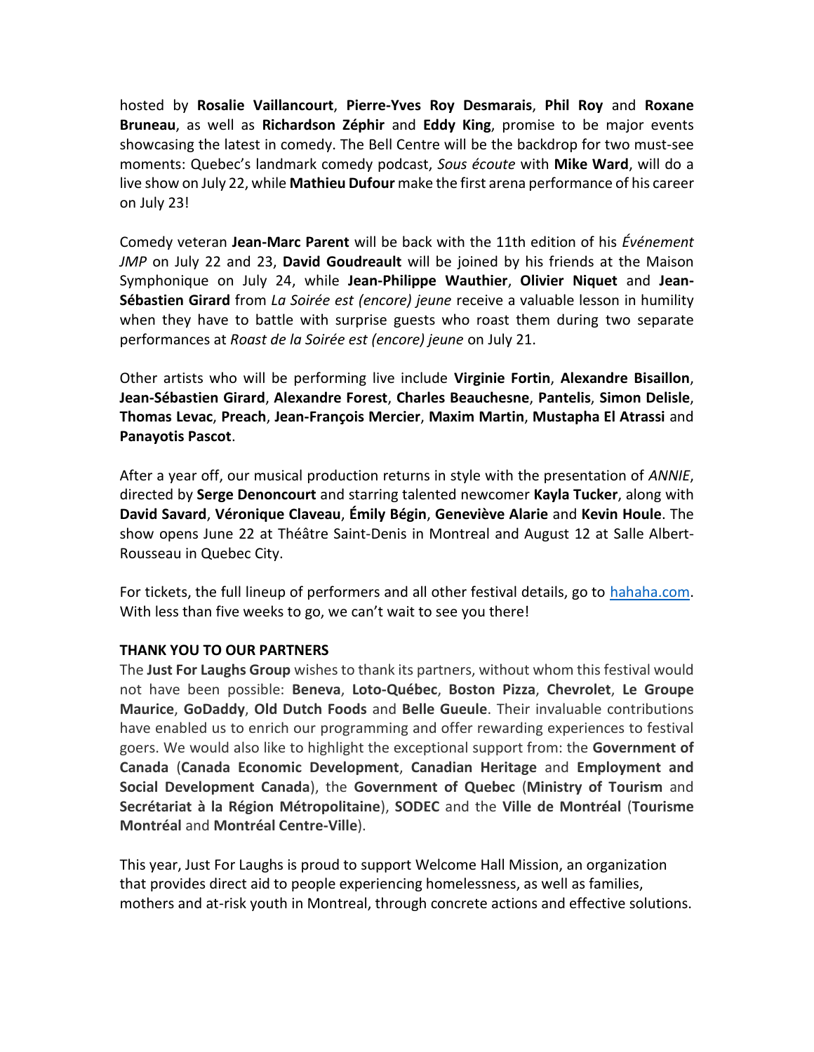hosted by **Rosalie Vaillancourt**, **Pierre-Yves Roy Desmarais**, **Phil Roy** and **Roxane Bruneau**, as well as **Richardson Zéphir** and **Eddy King**, promise to be major events showcasing the latest in comedy. The Bell Centre will be the backdrop for two must-see moments: Quebec's landmark comedy podcast, *Sous écoute* with **Mike Ward**, will do a live show on July 22, while **Mathieu Dufour** make the first arena performance of his career on July 23!

Comedy veteran **Jean-Marc Parent** will be back with the 11th edition of his *Événement JMP* on July 22 and 23, **David Goudreault** will be joined by his friends at the Maison Symphonique on July 24, while **Jean-Philippe Wauthier**, **Olivier Niquet** and **Jean-Sébastien Girard** from *La Soirée est (encore) jeune* receive a valuable lesson in humility when they have to battle with surprise guests who roast them during two separate performances at *Roast de la Soirée est (encore) jeune* on July 21.

Other artists who will be performing live include **Virginie Fortin**, **Alexandre Bisaillon**, **Jean-Sébastien Girard**, **Alexandre Forest**, **Charles Beauchesne**, **Pantelis**, **Simon Delisle**, **Thomas Levac**, **Preach**, **Jean-François Mercier**, **Maxim Martin**, **Mustapha El Atrassi** and **Panayotis Pascot**.

After a year off, our musical production returns in style with the presentation of *ANNIE*, directed by **Serge Denoncourt** and starring talented newcomer **Kayla Tucker**, along with **David Savard**, **Véronique Claveau**, **Émily Bégin**, **Geneviève Alarie** and **Kevin Houle**. The show opens June 22 at Théâtre Saint-Denis in Montreal and August 12 at Salle Albert-Rousseau in Quebec City.

For tickets, the full lineup of performers and all other festival details, go to [hahaha.com](hahaha.com). With less than five weeks to go, we can't wait to see you there!

**THANK YOU TO OUR PARTNERS**

The **Just For Laughs Group** wishes to thank its partners, without whom this festival would not have been possible: **Beneva**, **Loto-Québec**, **Boston Pizza**, **Chevrolet**, **Le Groupe Maurice**, **GoDaddy**, **Old Dutch Foods** and **Belle Gueule**. Their invaluable contributions have enabled us to enrich our programming and offer rewarding experiences to festival goers. We would also like to highlight the exceptional support from: the **Government of Canada** (**Canada Economic Development**, **Canadian Heritage** and **Employment and Social Development Canada**), the **Government of Quebec** (**Ministry of Tourism** and **Secrétariat à la Région Métropolitaine**), **SODEC** and the **Ville de Montréal** (**Tourisme Montréal** and **Montréal Centre-Ville**).

This year, Just For Laughs is proud to support Welcome Hall Mission, an organization that provides direct aid to people experiencing homelessness, as well as families, mothers and at-risk youth in Montreal, through concrete actions and effective solutions.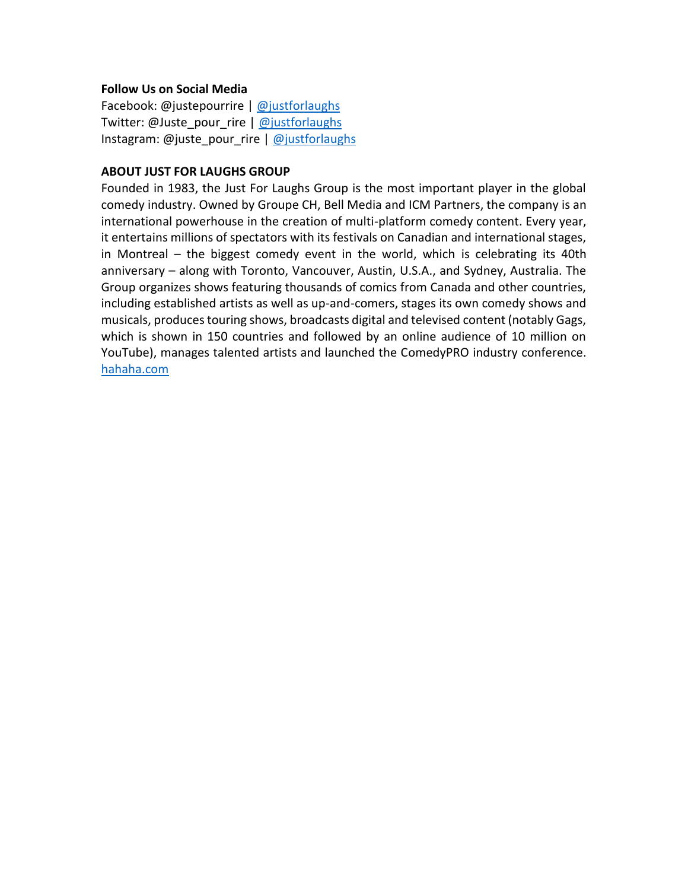**Follow Us on Social Media**
Facebook: @justepourrire | @justforlaughs
Twitter: @Juste_pour_rire | @justforlaughs
Instagram: @juste_pour_rire | @justforlaughs

**ABOUT JUST FOR LAUGHS GROUP**

Founded in 1983, the Just For Laughs Group is the most important player in the global comedy industry. Owned by Groupe CH, Bell Media and ICM Partners, the company is an international powerhouse in the creation of multi-platform comedy content. Every year, it entertains millions of spectators with its festivals on Canadian and international stages, in Montreal – the biggest comedy event in the world, which is celebrating its 40th anniversary – along with Toronto, Vancouver, Austin, U.S.A., and Sydney, Australia. The Group organizes shows featuring thousands of comics from Canada and other countries, including established artists as well as up-and-comers, stages its own comedy shows and musicals, produces touring shows, broadcasts digital and televised content (notably Gags, which is shown in 150 countries and followed by an online audience of 10 million on YouTube), manages talented artists and launched the ComedyPRO industry conference. hahaha.com